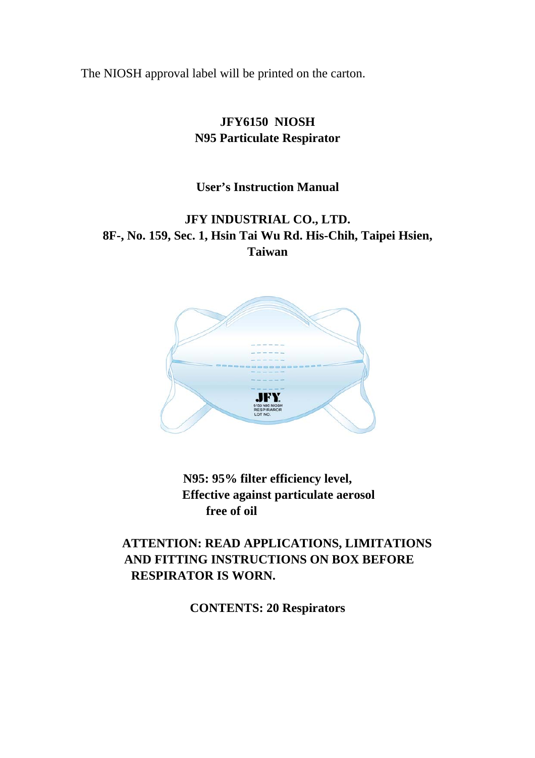The NIOSH approval label will be printed on the carton.

# JFY6150 NIOSH
# N95 Particulate Respirator

## User's Instruction Manual

**JFY INDUSTRIAL CO., LTD.**
**8F-, No. 159, Sec. 1, Hsin Tai Wu Rd. His-Chih, Taipei Hsien, Taiwan**

**N95: 95% filter efficiency level, Effective against particulate aerosol free of oil**

**ATTENTION: READ APPLICATIONS, LIMITATIONS AND FITTING INSTRUCTIONS ON BOX BEFORE RESPIRATOR IS WORN.**

**CONTENTS: 20 Respirators**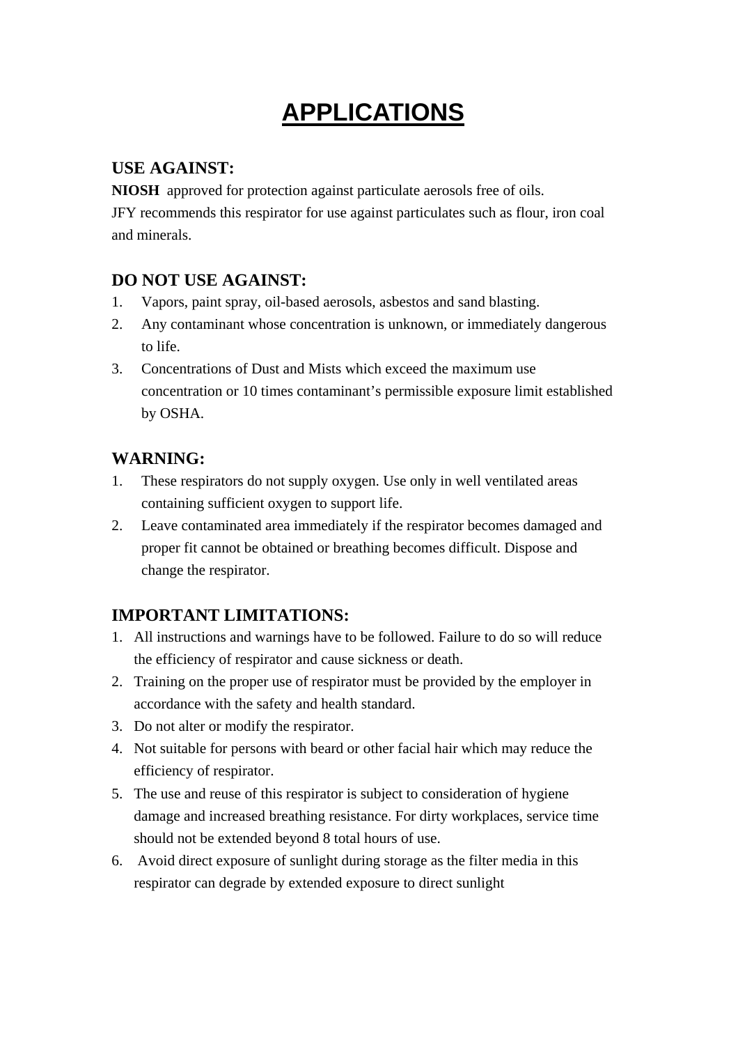# APPLICATIONS

## USE AGAINST:

**NIOSH** approved for protection against particulate aerosols free of oils.
JFY recommends this respirator for use against particulates such as flour, iron coal and minerals.

## DO NOT USE AGAINST:

1. Vapors, paint spray, oil-based aerosols, asbestos and sand blasting.
2. Any contaminant whose concentration is unknown, or immediately dangerous to life.
3. Concentrations of Dust and Mists which exceed the maximum use concentration or 10 times contaminant's permissible exposure limit established by OSHA.

## WARNING:

1. These respirators do not supply oxygen. Use only in well ventilated areas containing sufficient oxygen to support life.
2. Leave contaminated area immediately if the respirator becomes damaged and proper fit cannot be obtained or breathing becomes difficult. Dispose and change the respirator.

## IMPORTANT LIMITATIONS:

1. All instructions and warnings have to be followed. Failure to do so will reduce the efficiency of respirator and cause sickness or death.
2. Training on the proper use of respirator must be provided by the employer in accordance with the safety and health standard.
3. Do not alter or modify the respirator.
4. Not suitable for persons with beard or other facial hair which may reduce the efficiency of respirator.
5. The use and reuse of this respirator is subject to consideration of hygiene damage and increased breathing resistance. For dirty workplaces, service time should not be extended beyond 8 total hours of use.
6. Avoid direct exposure of sunlight during storage as the filter media in this respirator can degrade by extended exposure to direct sunlight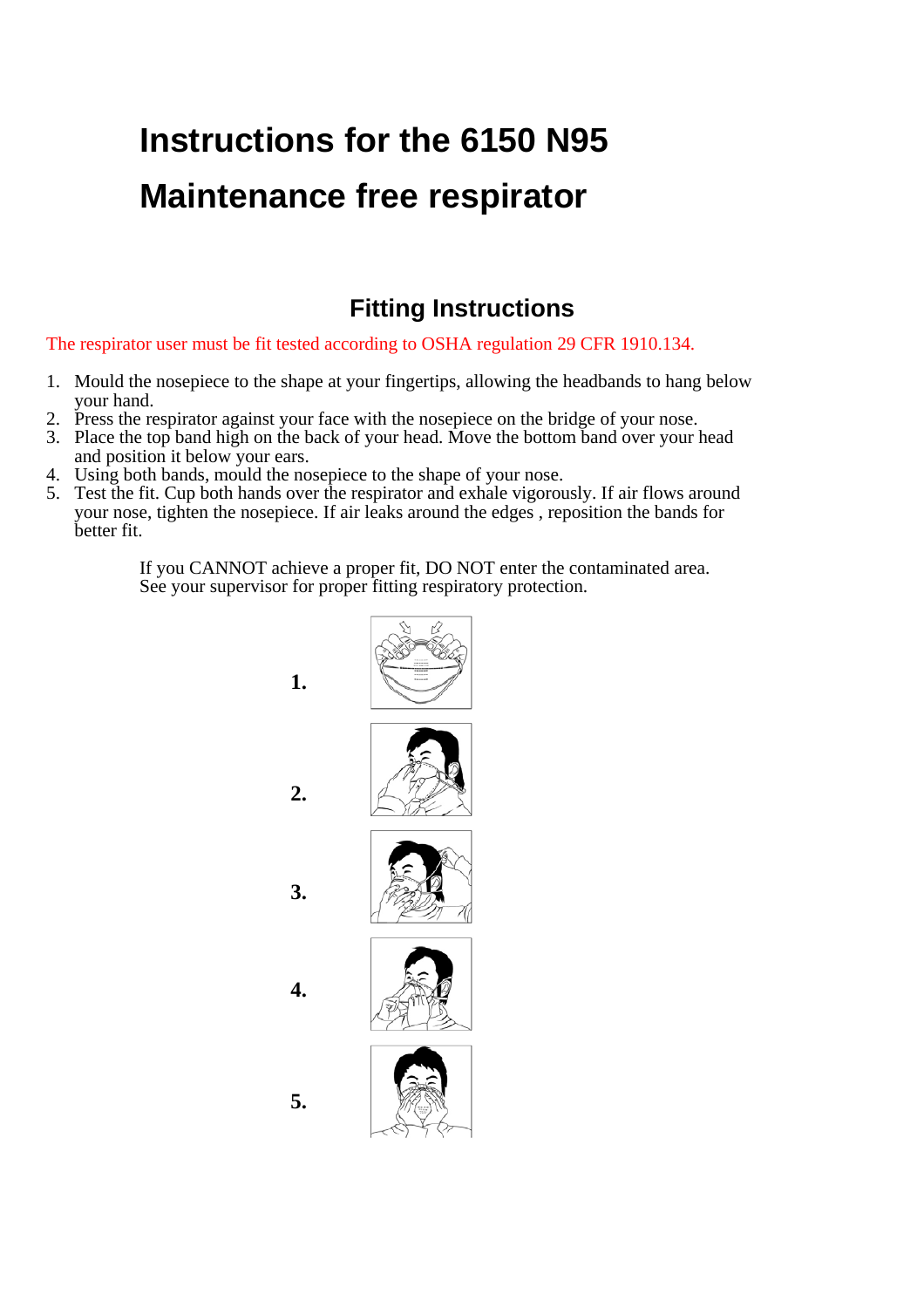# Instructions for the 6150 N95

# Maintenance free respirator

## Fitting Instructions

The respirator user must be fit tested according to OSHA regulation 29 CFR 1910.134.

1. Mould the nosepiece to the shape at your fingertips, allowing the headbands to hang below your hand.
2. Press the respirator against your face with the nosepiece on the bridge of your nose.
3. Place the top band high on the back of your head. Move the bottom band over your head and position it below your ears.
4. Using both bands, mould the nosepiece to the shape of your nose.
5. Test the fit. Cup both hands over the respirator and exhale vigorously. If air flows around your nose, tighten the nosepiece. If air leaks around the edges , reposition the bands for better fit.

If you CANNOT achieve a proper fit, DO NOT enter the contaminated area. See your supervisor for proper fitting respiratory protection.

**1.**

**2.**

**3.**

**4.**

**5.**